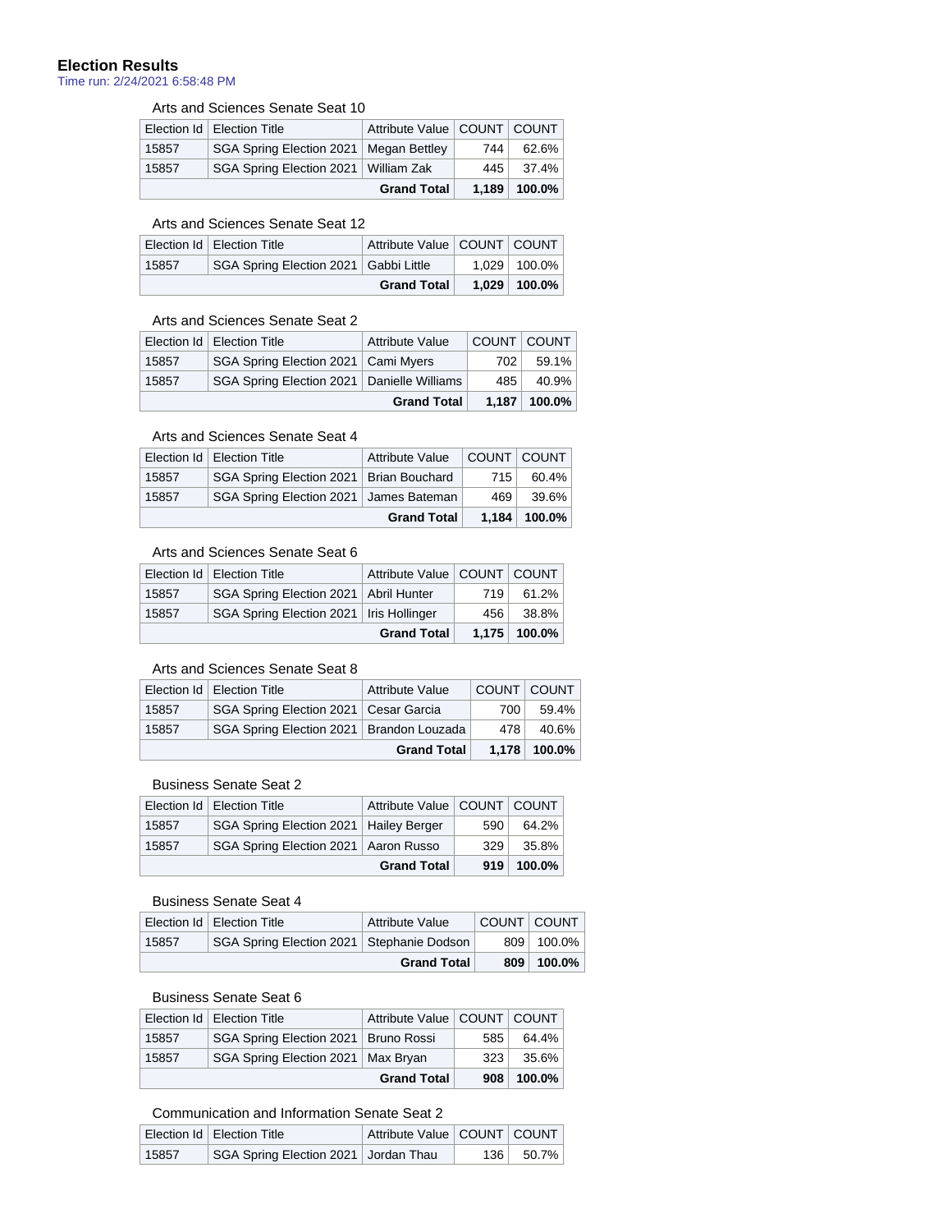## Election Results

Time run: 2/24/2021 6:58:48 PM

Arts and Sciences Senate Seat 10

| Election Id | Election Title | Attribute Value | COUNT | COUNT |
|---|---|---|---|---|
| 15857 | SGA Spring Election 2021 | Megan Bettley | 744 | 62.6% |
| 15857 | SGA Spring Election 2021 | William Zak | 445 | 37.4% |
| | | **Grand Total** | **1,189** | **100.0%** |

Arts and Sciences Senate Seat 12

| Election Id | Election Title | Attribute Value | COUNT | COUNT |
|---|---|---|---|---|
| 15857 | SGA Spring Election 2021 | Gabbi Little | 1,029 | 100.0% |
| | | **Grand Total** | **1,029** | **100.0%** |

Arts and Sciences Senate Seat 2

| Election Id | Election Title | Attribute Value | COUNT | COUNT |
|---|---|---|---|---|
| 15857 | SGA Spring Election 2021 | Cami Myers | 702 | 59.1% |
| 15857 | SGA Spring Election 2021 | Danielle Williams | 485 | 40.9% |
| | | **Grand Total** | **1,187** | **100.0%** |

Arts and Sciences Senate Seat 4

| Election Id | Election Title | Attribute Value | COUNT | COUNT |
|---|---|---|---|---|
| 15857 | SGA Spring Election 2021 | Brian Bouchard | 715 | 60.4% |
| 15857 | SGA Spring Election 2021 | James Bateman | 469 | 39.6% |
| | | **Grand Total** | **1,184** | **100.0%** |

Arts and Sciences Senate Seat 6

| Election Id | Election Title | Attribute Value | COUNT | COUNT |
|---|---|---|---|---|
| 15857 | SGA Spring Election 2021 | Abril Hunter | 719 | 61.2% |
| 15857 | SGA Spring Election 2021 | Iris Hollinger | 456 | 38.8% |
| | | **Grand Total** | **1,175** | **100.0%** |

Arts and Sciences Senate Seat 8

| Election Id | Election Title | Attribute Value | COUNT | COUNT |
|---|---|---|---|---|
| 15857 | SGA Spring Election 2021 | Cesar Garcia | 700 | 59.4% |
| 15857 | SGA Spring Election 2021 | Brandon Louzada | 478 | 40.6% |
| | | **Grand Total** | **1,178** | **100.0%** |

Business Senate Seat 2

| Election Id | Election Title | Attribute Value | COUNT | COUNT |
|---|---|---|---|---|
| 15857 | SGA Spring Election 2021 | Hailey Berger | 590 | 64.2% |
| 15857 | SGA Spring Election 2021 | Aaron Russo | 329 | 35.8% |
| | | **Grand Total** | **919** | **100.0%** |

Business Senate Seat 4

| Election Id | Election Title | Attribute Value | COUNT | COUNT |
|---|---|---|---|---|
| 15857 | SGA Spring Election 2021 | Stephanie Dodson | 809 | 100.0% |
| | | **Grand Total** | **809** | **100.0%** |

Business Senate Seat 6

| Election Id | Election Title | Attribute Value | COUNT | COUNT |
|---|---|---|---|---|
| 15857 | SGA Spring Election 2021 | Bruno Rossi | 585 | 64.4% |
| 15857 | SGA Spring Election 2021 | Max Bryan | 323 | 35.6% |
| | | **Grand Total** | **908** | **100.0%** |

Communication and Information Senate Seat 2

| Election Id | Election Title | Attribute Value | COUNT | COUNT |
|---|---|---|---|---|
| 15857 | SGA Spring Election 2021 | Jordan Thau | 136 | 50.7% |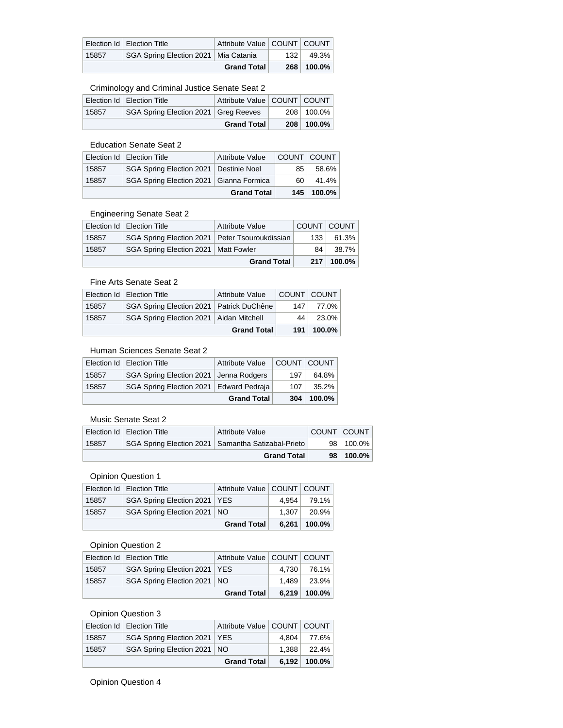| Election Id | Election Title | Attribute Value | COUNT | COUNT |
|---|---|---|---|---|
| 15857 | SGA Spring Election 2021 | Mia Catania | 132 | 49.3% |
| | | **Grand Total** | **268** | **100.0%** |

Criminology and Criminal Justice Senate Seat 2

| Election Id | Election Title | Attribute Value | COUNT | COUNT |
|---|---|---|---|---|
| 15857 | SGA Spring Election 2021 | Greg Reeves | 208 | 100.0% |
| | | **Grand Total** | **208** | **100.0%** |

Education Senate Seat 2

| Election Id | Election Title | Attribute Value | COUNT | COUNT |
|---|---|---|---|---|
| 15857 | SGA Spring Election 2021 | Destinie Noel | 85 | 58.6% |
| 15857 | SGA Spring Election 2021 | Gianna Formica | 60 | 41.4% |
| | | **Grand Total** | **145** | **100.0%** |

Engineering Senate Seat 2

| Election Id | Election Title | Attribute Value | COUNT | COUNT |
|---|---|---|---|---|
| 15857 | SGA Spring Election 2021 | Peter Tsouroukdissian | 133 | 61.3% |
| 15857 | SGA Spring Election 2021 | Matt Fowler | 84 | 38.7% |
| | | **Grand Total** | **217** | **100.0%** |

Fine Arts Senate Seat 2

| Election Id | Election Title | Attribute Value | COUNT | COUNT |
|---|---|---|---|---|
| 15857 | SGA Spring Election 2021 | Patrick DuChêne | 147 | 77.0% |
| 15857 | SGA Spring Election 2021 | Aidan Mitchell | 44 | 23.0% |
| | | **Grand Total** | **191** | **100.0%** |

Human Sciences Senate Seat 2

| Election Id | Election Title | Attribute Value | COUNT | COUNT |
|---|---|---|---|---|
| 15857 | SGA Spring Election 2021 | Jenna Rodgers | 197 | 64.8% |
| 15857 | SGA Spring Election 2021 | Edward Pedraja | 107 | 35.2% |
| | | **Grand Total** | **304** | **100.0%** |

Music Senate Seat 2

| Election Id | Election Title | Attribute Value | COUNT | COUNT |
|---|---|---|---|---|
| 15857 | SGA Spring Election 2021 | Samantha Satizabal-Prieto | 98 | 100.0% |
| | | **Grand Total** | **98** | **100.0%** |

Opinion Question 1

| Election Id | Election Title | Attribute Value | COUNT | COUNT |
|---|---|---|---|---|
| 15857 | SGA Spring Election 2021 | YES | 4,954 | 79.1% |
| 15857 | SGA Spring Election 2021 | NO | 1,307 | 20.9% |
| | | **Grand Total** | **6,261** | **100.0%** |

Opinion Question 2

| Election Id | Election Title | Attribute Value | COUNT | COUNT |
|---|---|---|---|---|
| 15857 | SGA Spring Election 2021 | YES | 4,730 | 76.1% |
| 15857 | SGA Spring Election 2021 | NO | 1,489 | 23.9% |
| | | **Grand Total** | **6,219** | **100.0%** |

Opinion Question 3

| Election Id | Election Title | Attribute Value | COUNT | COUNT |
|---|---|---|---|---|
| 15857 | SGA Spring Election 2021 | YES | 4,804 | 77.6% |
| 15857 | SGA Spring Election 2021 | NO | 1,388 | 22.4% |
| | | **Grand Total** | **6,192** | **100.0%** |

Opinion Question 4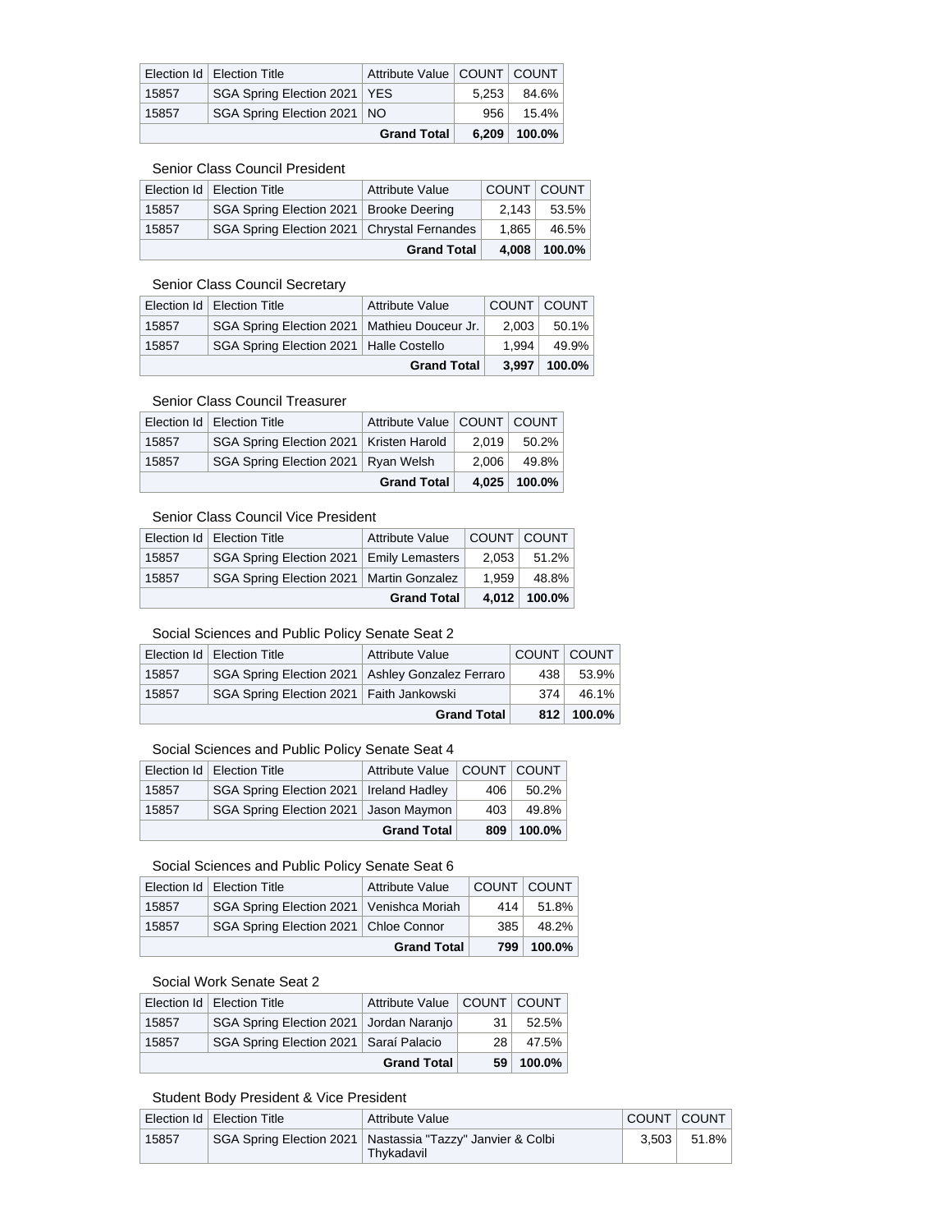| Election Id | Election Title | Attribute Value | COUNT | COUNT |
|---|---|---|---|---|
| 15857 | SGA Spring Election 2021 | YES | 5,253 | 84.6% |
| 15857 | SGA Spring Election 2021 | NO | 956 | 15.4% |
| | | **Grand Total** | **6,209** | **100.0%** |

Senior Class Council President

| Election Id | Election Title | Attribute Value | COUNT | COUNT |
|---|---|---|---|---|
| 15857 | SGA Spring Election 2021 | Brooke Deering | 2,143 | 53.5% |
| 15857 | SGA Spring Election 2021 | Chrystal Fernandes | 1,865 | 46.5% |
| | | **Grand Total** | **4,008** | **100.0%** |

Senior Class Council Secretary

| Election Id | Election Title | Attribute Value | COUNT | COUNT |
|---|---|---|---|---|
| 15857 | SGA Spring Election 2021 | Mathieu Douceur Jr. | 2,003 | 50.1% |
| 15857 | SGA Spring Election 2021 | Halle Costello | 1,994 | 49.9% |
| | | **Grand Total** | **3,997** | **100.0%** |

Senior Class Council Treasurer

| Election Id | Election Title | Attribute Value | COUNT | COUNT |
|---|---|---|---|---|
| 15857 | SGA Spring Election 2021 | Kristen Harold | 2,019 | 50.2% |
| 15857 | SGA Spring Election 2021 | Ryan Welsh | 2,006 | 49.8% |
| | | **Grand Total** | **4,025** | **100.0%** |

Senior Class Council Vice President

| Election Id | Election Title | Attribute Value | COUNT | COUNT |
|---|---|---|---|---|
| 15857 | SGA Spring Election 2021 | Emily Lemasters | 2,053 | 51.2% |
| 15857 | SGA Spring Election 2021 | Martin Gonzalez | 1,959 | 48.8% |
| | | **Grand Total** | **4,012** | **100.0%** |

Social Sciences and Public Policy Senate Seat 2

| Election Id | Election Title | Attribute Value | COUNT | COUNT |
|---|---|---|---|---|
| 15857 | SGA Spring Election 2021 | Ashley Gonzalez Ferraro | 438 | 53.9% |
| 15857 | SGA Spring Election 2021 | Faith Jankowski | 374 | 46.1% |
| | | **Grand Total** | **812** | **100.0%** |

Social Sciences and Public Policy Senate Seat 4

| Election Id | Election Title | Attribute Value | COUNT | COUNT |
|---|---|---|---|---|
| 15857 | SGA Spring Election 2021 | Ireland Hadley | 406 | 50.2% |
| 15857 | SGA Spring Election 2021 | Jason Maymon | 403 | 49.8% |
| | | **Grand Total** | **809** | **100.0%** |

Social Sciences and Public Policy Senate Seat 6

| Election Id | Election Title | Attribute Value | COUNT | COUNT |
|---|---|---|---|---|
| 15857 | SGA Spring Election 2021 | Venishca Moriah | 414 | 51.8% |
| 15857 | SGA Spring Election 2021 | Chloe Connor | 385 | 48.2% |
| | | **Grand Total** | **799** | **100.0%** |

Social Work Senate Seat 2

| Election Id | Election Title | Attribute Value | COUNT | COUNT |
|---|---|---|---|---|
| 15857 | SGA Spring Election 2021 | Jordan Naranjo | 31 | 52.5% |
| 15857 | SGA Spring Election 2021 | Saraí Palacio | 28 | 47.5% |
| | | **Grand Total** | **59** | **100.0%** |

Student Body President & Vice President

| Election Id | Election Title | Attribute Value | COUNT | COUNT |
|---|---|---|---|---|
| 15857 | SGA Spring Election 2021 | Nastassia "Tazzy" Janvier & Colbi Thykadavil | 3,503 | 51.8% |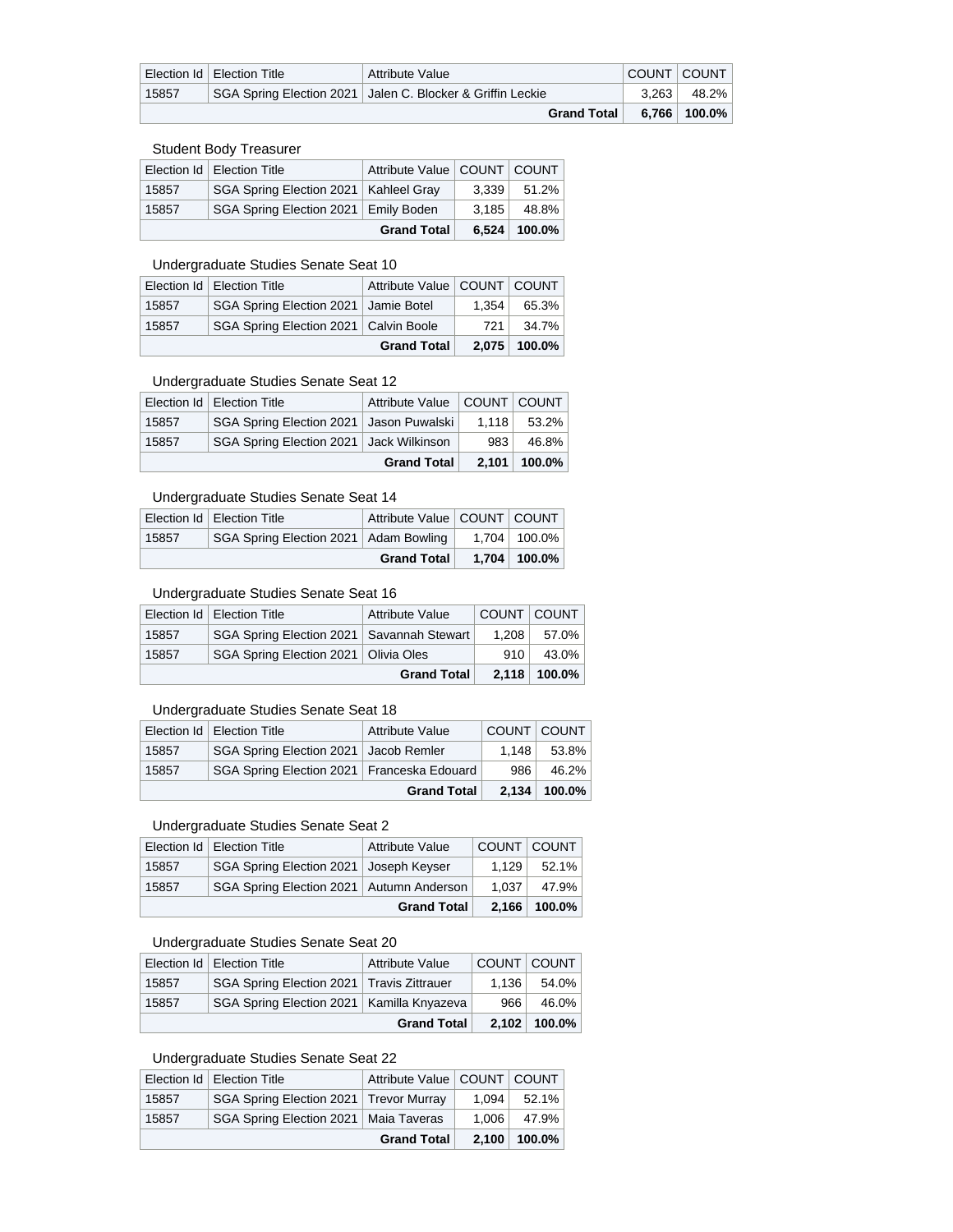| Election Id | Election Title | Attribute Value | COUNT | COUNT |
|---|---|---|---|---|
| 15857 | SGA Spring Election 2021 | Jalen C. Blocker & Griffin Leckie | 3,263 | 48.2% |
| | | **Grand Total** | **6,766** | **100.0%** |

Student Body Treasurer

| Election Id | Election Title | Attribute Value | COUNT | COUNT |
|---|---|---|---|---|
| 15857 | SGA Spring Election 2021 | Kahleel Gray | 3,339 | 51.2% |
| 15857 | SGA Spring Election 2021 | Emily Boden | 3,185 | 48.8% |
| | | **Grand Total** | **6,524** | **100.0%** |

Undergraduate Studies Senate Seat 10

| Election Id | Election Title | Attribute Value | COUNT | COUNT |
|---|---|---|---|---|
| 15857 | SGA Spring Election 2021 | Jamie Botel | 1,354 | 65.3% |
| 15857 | SGA Spring Election 2021 | Calvin Boole | 721 | 34.7% |
| | | **Grand Total** | **2,075** | **100.0%** |

Undergraduate Studies Senate Seat 12

| Election Id | Election Title | Attribute Value | COUNT | COUNT |
|---|---|---|---|---|
| 15857 | SGA Spring Election 2021 | Jason Puwalski | 1,118 | 53.2% |
| 15857 | SGA Spring Election 2021 | Jack Wilkinson | 983 | 46.8% |
| | | **Grand Total** | **2,101** | **100.0%** |

Undergraduate Studies Senate Seat 14

| Election Id | Election Title | Attribute Value | COUNT | COUNT |
|---|---|---|---|---|
| 15857 | SGA Spring Election 2021 | Adam Bowling | 1,704 | 100.0% |
| | | **Grand Total** | **1,704** | **100.0%** |

Undergraduate Studies Senate Seat 16

| Election Id | Election Title | Attribute Value | COUNT | COUNT |
|---|---|---|---|---|
| 15857 | SGA Spring Election 2021 | Savannah Stewart | 1,208 | 57.0% |
| 15857 | SGA Spring Election 2021 | Olivia Oles | 910 | 43.0% |
| | | **Grand Total** | **2,118** | **100.0%** |

Undergraduate Studies Senate Seat 18

| Election Id | Election Title | Attribute Value | COUNT | COUNT |
|---|---|---|---|---|
| 15857 | SGA Spring Election 2021 | Jacob Remler | 1,148 | 53.8% |
| 15857 | SGA Spring Election 2021 | Franceska Edouard | 986 | 46.2% |
| | | **Grand Total** | **2,134** | **100.0%** |

Undergraduate Studies Senate Seat 2

| Election Id | Election Title | Attribute Value | COUNT | COUNT |
|---|---|---|---|---|
| 15857 | SGA Spring Election 2021 | Joseph Keyser | 1,129 | 52.1% |
| 15857 | SGA Spring Election 2021 | Autumn Anderson | 1,037 | 47.9% |
| | | **Grand Total** | **2,166** | **100.0%** |

Undergraduate Studies Senate Seat 20

| Election Id | Election Title | Attribute Value | COUNT | COUNT |
|---|---|---|---|---|
| 15857 | SGA Spring Election 2021 | Travis Zittrauer | 1,136 | 54.0% |
| 15857 | SGA Spring Election 2021 | Kamilla Knyazeva | 966 | 46.0% |
| | | **Grand Total** | **2,102** | **100.0%** |

Undergraduate Studies Senate Seat 22

| Election Id | Election Title | Attribute Value | COUNT | COUNT |
|---|---|---|---|---|
| 15857 | SGA Spring Election 2021 | Trevor Murray | 1,094 | 52.1% |
| 15857 | SGA Spring Election 2021 | Maia Taveras | 1,006 | 47.9% |
| | | **Grand Total** | **2,100** | **100.0%** |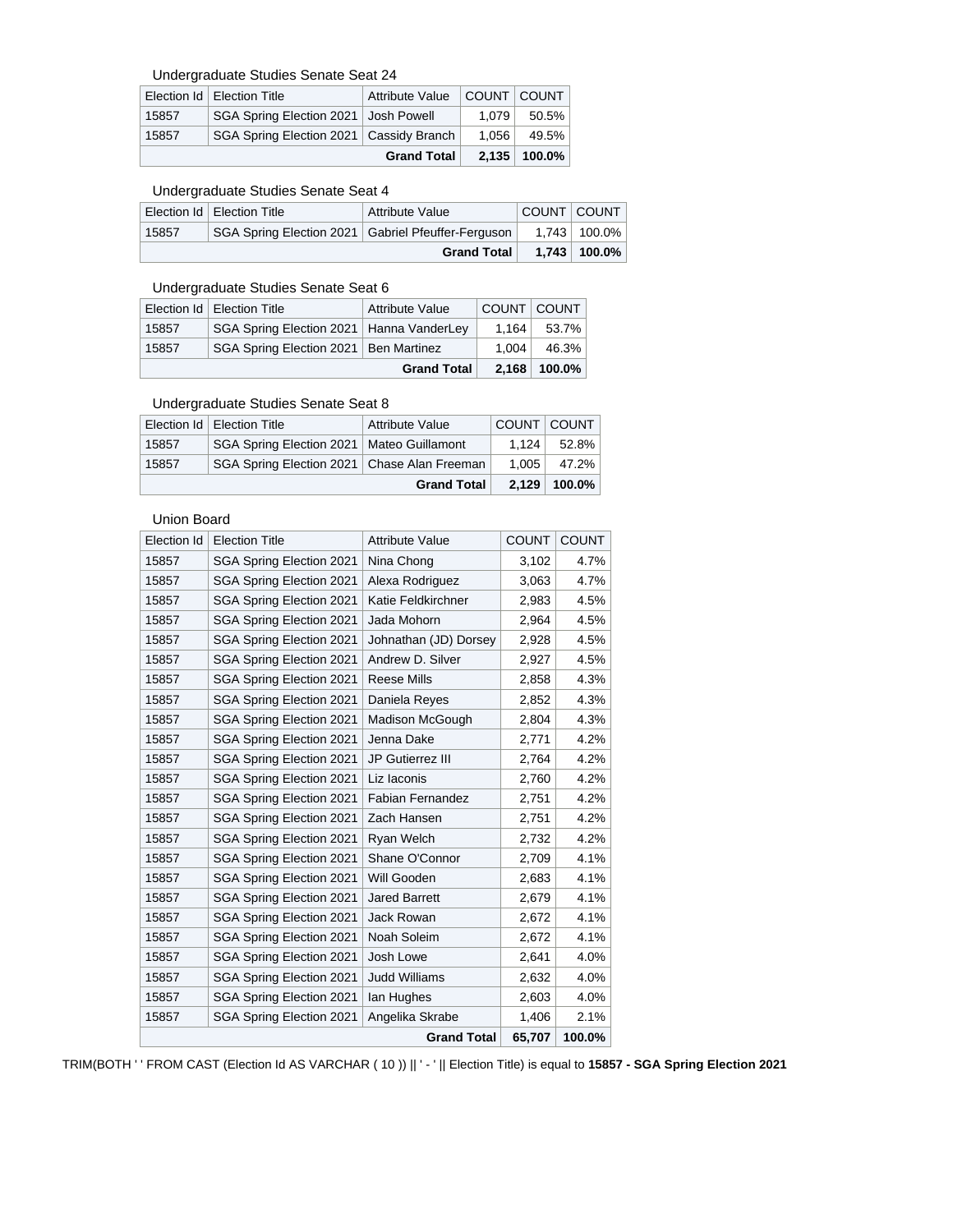Undergraduate Studies Senate Seat 24

| Election Id | Election Title | Attribute Value | COUNT | COUNT |
|---|---|---|---|---|
| 15857 | SGA Spring Election 2021 | Josh Powell | 1,079 | 50.5% |
| 15857 | SGA Spring Election 2021 | Cassidy Branch | 1,056 | 49.5% |
| | | **Grand Total** | **2,135** | **100.0%** |

Undergraduate Studies Senate Seat 4

| Election Id | Election Title | Attribute Value | COUNT | COUNT |
|---|---|---|---|---|
| 15857 | SGA Spring Election 2021 | Gabriel Pfeuffer-Ferguson | 1,743 | 100.0% |
| | | **Grand Total** | **1,743** | **100.0%** |

Undergraduate Studies Senate Seat 6

| Election Id | Election Title | Attribute Value | COUNT | COUNT |
|---|---|---|---|---|
| 15857 | SGA Spring Election 2021 | Hanna VanderLey | 1,164 | 53.7% |
| 15857 | SGA Spring Election 2021 | Ben Martinez | 1,004 | 46.3% |
| | | **Grand Total** | **2,168** | **100.0%** |

Undergraduate Studies Senate Seat 8

| Election Id | Election Title | Attribute Value | COUNT | COUNT |
|---|---|---|---|---|
| 15857 | SGA Spring Election 2021 | Mateo Guillamont | 1,124 | 52.8% |
| 15857 | SGA Spring Election 2021 | Chase Alan Freeman | 1,005 | 47.2% |
| | | **Grand Total** | **2,129** | **100.0%** |

Union Board

| Election Id | Election Title | Attribute Value | COUNT | COUNT |
|---|---|---|---|---|
| 15857 | SGA Spring Election 2021 | Nina Chong | 3,102 | 4.7% |
| 15857 | SGA Spring Election 2021 | Alexa Rodriguez | 3,063 | 4.7% |
| 15857 | SGA Spring Election 2021 | Katie Feldkirchner | 2,983 | 4.5% |
| 15857 | SGA Spring Election 2021 | Jada Mohorn | 2,964 | 4.5% |
| 15857 | SGA Spring Election 2021 | Johnathan (JD) Dorsey | 2,928 | 4.5% |
| 15857 | SGA Spring Election 2021 | Andrew D. Silver | 2,927 | 4.5% |
| 15857 | SGA Spring Election 2021 | Reese Mills | 2,858 | 4.3% |
| 15857 | SGA Spring Election 2021 | Daniela Reyes | 2,852 | 4.3% |
| 15857 | SGA Spring Election 2021 | Madison McGough | 2,804 | 4.3% |
| 15857 | SGA Spring Election 2021 | Jenna Dake | 2,771 | 4.2% |
| 15857 | SGA Spring Election 2021 | JP Gutierrez III | 2,764 | 4.2% |
| 15857 | SGA Spring Election 2021 | Liz Iaconis | 2,760 | 4.2% |
| 15857 | SGA Spring Election 2021 | Fabian Fernandez | 2,751 | 4.2% |
| 15857 | SGA Spring Election 2021 | Zach Hansen | 2,751 | 4.2% |
| 15857 | SGA Spring Election 2021 | Ryan Welch | 2,732 | 4.2% |
| 15857 | SGA Spring Election 2021 | Shane O'Connor | 2,709 | 4.1% |
| 15857 | SGA Spring Election 2021 | Will Gooden | 2,683 | 4.1% |
| 15857 | SGA Spring Election 2021 | Jared Barrett | 2,679 | 4.1% |
| 15857 | SGA Spring Election 2021 | Jack Rowan | 2,672 | 4.1% |
| 15857 | SGA Spring Election 2021 | Noah Soleim | 2,672 | 4.1% |
| 15857 | SGA Spring Election 2021 | Josh Lowe | 2,641 | 4.0% |
| 15857 | SGA Spring Election 2021 | Judd Williams | 2,632 | 4.0% |
| 15857 | SGA Spring Election 2021 | Ian Hughes | 2,603 | 4.0% |
| 15857 | SGA Spring Election 2021 | Angelika Skrabe | 1,406 | 2.1% |
| | | **Grand Total** | **65,707** | **100.0%** |

TRIM(BOTH ' ' FROM CAST (Election Id AS VARCHAR ( 10 )) || ' - ' || Election Title) is equal to **15857 - SGA Spring Election 2021**